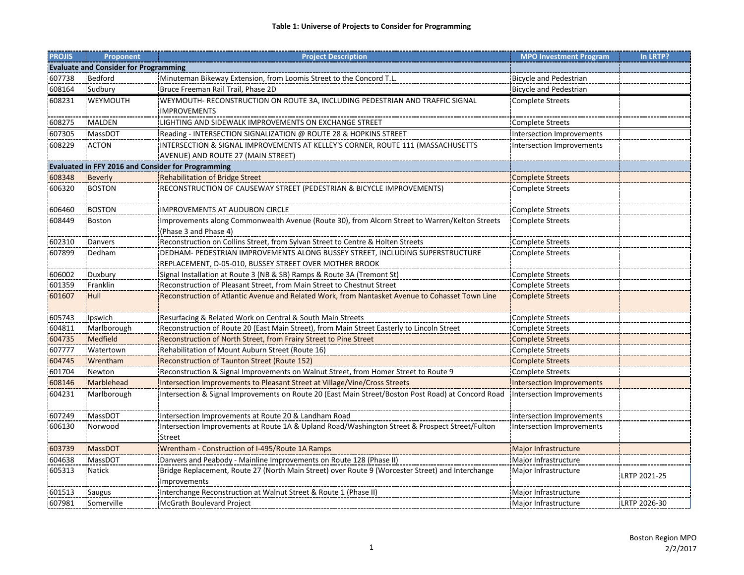# Table 1: Universe of Projects to Consider for Programming

| PROJIS | Proponent | Project Description | MPO Investment Program | In LRTP? |
|---|---|---|---|---|
| **Evaluate and Consider for Programming** | | | | |
| 607738 | Bedford | Minuteman Bikeway Extension, from Loomis Street to the Concord T.L. | Bicycle and Pedestrian | |
| 608164 | Sudbury | Bruce Freeman Rail Trail, Phase 2D | Bicycle and Pedestrian | |
| 608231 | WEYMOUTH | WEYMOUTH- RECONSTRUCTION ON ROUTE 3A, INCLUDING PEDESTRIAN AND TRAFFIC SIGNAL IMPROVEMENTS | Complete Streets | |
| 608275 | MALDEN | LIGHTING AND SIDEWALK IMPROVEMENTS ON EXCHANGE STREET | Complete Streets | |
| 607305 | MassDOT | Reading - INTERSECTION SIGNALIZATION @ ROUTE 28 & HOPKINS STREET | Intersection Improvements | |
| 608229 | ACTON | INTERSECTION & SIGNAL IMPROVEMENTS AT KELLEY'S CORNER, ROUTE 111 (MASSACHUSETTS AVENUE) AND ROUTE 27 (MAIN STREET) | Intersection Improvements | |
| **Evaluated in FFY 2016 and Consider for Programming** | | | | |
| 608348 | Beverly | Rehabilitation of Bridge Street | Complete Streets | |
| 606320 | BOSTON | RECONSTRUCTION OF CAUSEWAY STREET (PEDESTRIAN & BICYCLE IMPROVEMENTS) | Complete Streets | |
| 606460 | BOSTON | IMPROVEMENTS AT AUDUBON CIRCLE | Complete Streets | |
| 608449 | Boston | Improvements along Commonwealth Avenue (Route 30), from Alcorn Street to Warren/Kelton Streets (Phase 3 and Phase 4) | Complete Streets | |
| 602310 | Danvers | Reconstruction on Collins Street, from Sylvan Street to Centre & Holten Streets | Complete Streets | |
| 607899 | Dedham | DEDHAM- PEDESTRIAN IMPROVEMENTS ALONG BUSSEY STREET, INCLUDING SUPERSTRUCTURE REPLACEMENT, D-05-010, BUSSEY STREET OVER MOTHER BROOK | Complete Streets | |
| 606002 | Duxbury | Signal Installation at Route 3 (NB & SB) Ramps & Route 3A (Tremont St) | Complete Streets | |
| 601359 | Franklin | Reconstruction of Pleasant Street, from Main Street to Chestnut Street | Complete Streets | |
| 601607 | Hull | Reconstruction of Atlantic Avenue and Related Work, from Nantasket Avenue to Cohasset Town Line | Complete Streets | |
| 605743 | Ipswich | Resurfacing & Related Work on Central & South Main Streets | Complete Streets | |
| 604811 | Marlborough | Reconstruction of Route 20 (East Main Street), from Main Street Easterly to Lincoln Street | Complete Streets | |
| 604735 | Medfield | Reconstruction of North Street, from Frairy Street to Pine Street | Complete Streets | |
| 607777 | Watertown | Rehabilitation of Mount Auburn Street (Route 16) | Complete Streets | |
| 604745 | Wrentham | Reconstruction of Taunton Street (Route 152) | Complete Streets | |
| 601704 | Newton | Reconstruction & Signal Improvements on Walnut Street, from Homer Street to Route 9 | Complete Streets | |
| 608146 | Marblehead | Intersection Improvements to Pleasant Street at Village/Vine/Cross Streets | Intersection Improvements | |
| 604231 | Marlborough | Intersection & Signal Improvements on Route 20 (East Main Street/Boston Post Road) at Concord Road | Intersection Improvements | |
| 607249 | MassDOT | Intersection Improvements at Route 20 & Landham Road | Intersection Improvements | |
| 606130 | Norwood | Intersection Improvements at Route 1A & Upland Road/Washington Street & Prospect Street/Fulton Street | Intersection Improvements | |
| 603739 | MassDOT | Wrentham - Construction of I-495/Route 1A Ramps | Major Infrastructure | |
| 604638 | MassDOT | Danvers and Peabody - Mainline Improvements on Route 128 (Phase II) | Major Infrastructure | |
| 605313 | Natick | Bridge Replacement, Route 27 (North Main Street) over Route 9 (Worcester Street) and Interchange Improvements | Major Infrastructure | LRTP 2021-25 |
| 601513 | Saugus | Interchange Reconstruction at Walnut Street & Route 1 (Phase II) | Major Infrastructure | |
| 607981 | Somerville | McGrath Boulevard Project | Major Infrastructure | LRTP 2026-30 |

Boston Region MPO
2/2/2017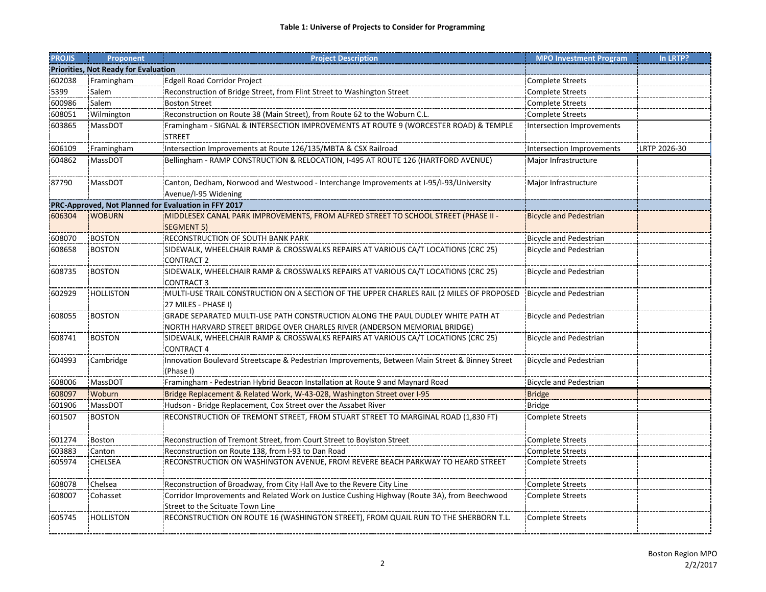**Table 1: Universe of Projects to Consider for Programming**

| PROJIS | Proponent | Project Description | MPO Investment Program | In LRTP? |
|---|---|---|---|---|
| **Priorities, Not Ready for Evaluation** | | | | |
| 602038 | Framingham | Edgell Road Corridor Project | Complete Streets | |
| 5399 | Salem | Reconstruction of Bridge Street, from Flint Street to Washington Street | Complete Streets | |
| 600986 | Salem | Boston Street | Complete Streets | |
| 608051 | Wilmington | Reconstruction on Route 38 (Main Street), from Route 62 to the Woburn C.L. | Complete Streets | |
| 603865 | MassDOT | Framingham - SIGNAL & INTERSECTION IMPROVEMENTS AT ROUTE 9 (WORCESTER ROAD) & TEMPLE STREET | Intersection Improvements | |
| 606109 | Framingham | Intersection Improvements at Route 126/135/MBTA & CSX Railroad | Intersection Improvements | LRTP 2026-30 |
| 604862 | MassDOT | Bellingham - RAMP CONSTRUCTION & RELOCATION, I-495 AT ROUTE 126 (HARTFORD AVENUE) | Major Infrastructure | |
| 87790 | MassDOT | Canton, Dedham, Norwood and Westwood - Interchange Improvements at I-95/I-93/University Avenue/I-95 Widening | Major Infrastructure | |
| **PRC-Approved, Not Planned for Evaluation in FFY 2017** | | | | |
| 606304 | WOBURN | MIDDLESEX CANAL PARK IMPROVEMENTS, FROM ALFRED STREET TO SCHOOL STREET (PHASE II - SEGMENT 5) | Bicycle and Pedestrian | |
| 608070 | BOSTON | RECONSTRUCTION OF SOUTH BANK PARK | Bicycle and Pedestrian | |
| 608658 | BOSTON | SIDEWALK, WHEELCHAIR RAMP & CROSSWALKS REPAIRS AT VARIOUS CA/T LOCATIONS (CRC 25) CONTRACT 2 | Bicycle and Pedestrian | |
| 608735 | BOSTON | SIDEWALK, WHEELCHAIR RAMP & CROSSWALKS REPAIRS AT VARIOUS CA/T LOCATIONS (CRC 25) CONTRACT 3 | Bicycle and Pedestrian | |
| 602929 | HOLLISTON | MULTI-USE TRAIL CONSTRUCTION ON A SECTION OF THE UPPER CHARLES RAIL (2 MILES OF PROPOSED 27 MILES - PHASE I) | Bicycle and Pedestrian | |
| 608055 | BOSTON | GRADE SEPARATED MULTI-USE PATH CONSTRUCTION ALONG THE PAUL DUDLEY WHITE PATH AT NORTH HARVARD STREET BRIDGE OVER CHARLES RIVER (ANDERSON MEMORIAL BRIDGE) | Bicycle and Pedestrian | |
| 608741 | BOSTON | SIDEWALK, WHEELCHAIR RAMP & CROSSWALKS REPAIRS AT VARIOUS CA/T LOCATIONS (CRC 25) CONTRACT 4 | Bicycle and Pedestrian | |
| 604993 | Cambridge | Innovation Boulevard Streetscape & Pedestrian Improvements, Between Main Street & Binney Street (Phase I) | Bicycle and Pedestrian | |
| 608006 | MassDOT | Framingham - Pedestrian Hybrid Beacon Installation at Route 9 and Maynard Road | Bicycle and Pedestrian | |
| 608097 | Woburn | Bridge Replacement & Related Work, W-43-028, Washington Street over I-95 | Bridge | |
| 601906 | MassDOT | Hudson - Bridge Replacement, Cox Street over the Assabet River | Bridge | |
| 601507 | BOSTON | RECONSTRUCTION OF TREMONT STREET, FROM STUART STREET TO MARGINAL ROAD (1,830 FT) | Complete Streets | |
| 601274 | Boston | Reconstruction of Tremont Street, from Court Street to Boylston Street | Complete Streets | |
| 603883 | Canton | Reconstruction on Route 138, from I-93 to Dan Road | Complete Streets | |
| 605974 | CHELSEA | RECONSTRUCTION ON WASHINGTON AVENUE, FROM REVERE BEACH PARKWAY TO HEARD STREET | Complete Streets | |
| 608078 | Chelsea | Reconstruction of Broadway, from City Hall Ave to the Revere City Line | Complete Streets | |
| 608007 | Cohasset | Corridor Improvements and Related Work on Justice Cushing Highway (Route 3A), from Beechwood Street to the Scituate Town Line | Complete Streets | |
| 605745 | HOLLISTON | RECONSTRUCTION ON ROUTE 16 (WASHINGTON STREET), FROM QUAIL RUN TO THE SHERBORN T.L. | Complete Streets | |

Boston Region MPO
2/2/2017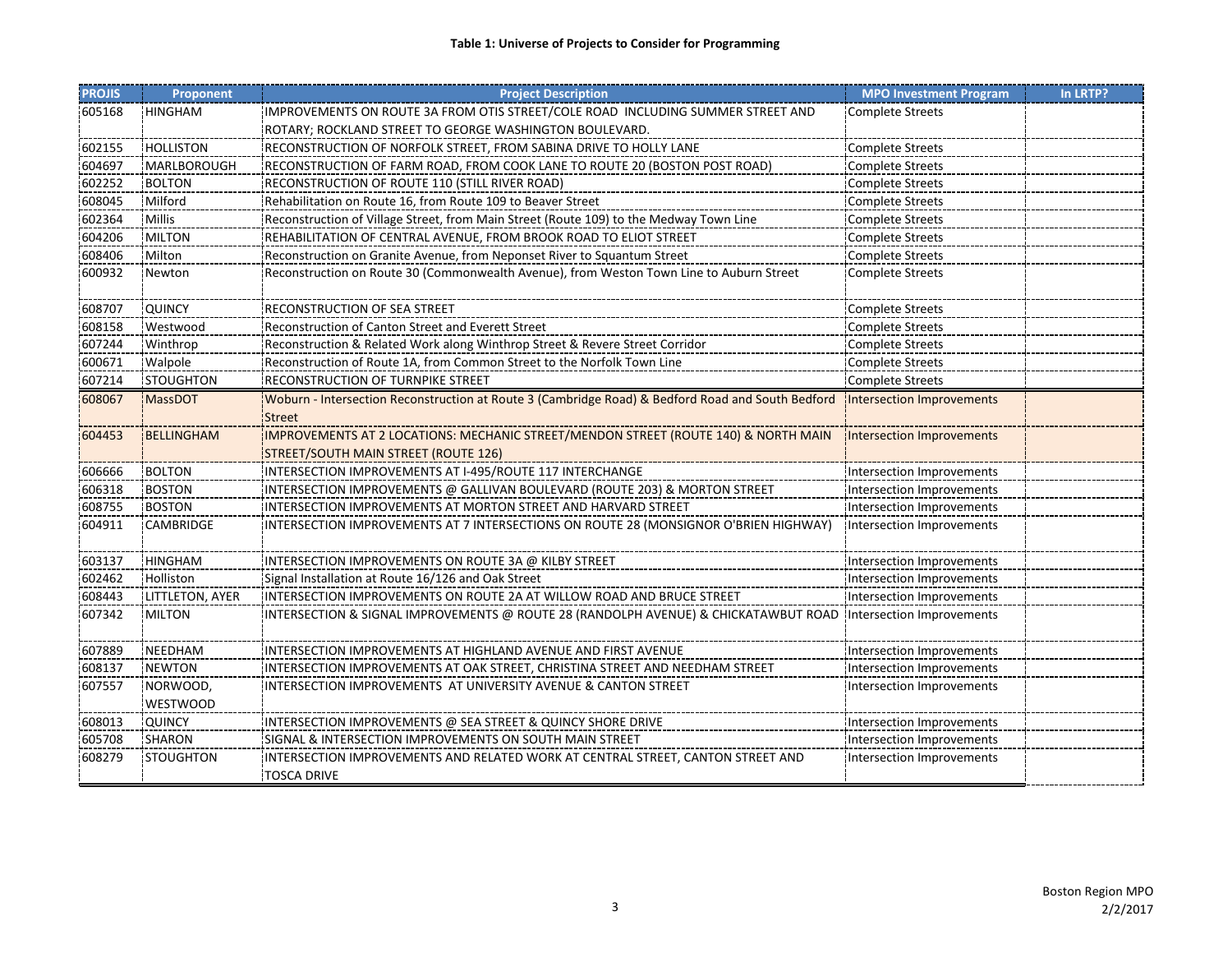**Table 1: Universe of Projects to Consider for Programming**

| PROJIS | Proponent | Project Description | MPO Investment Program | In LRTP? |
|---|---|---|---|---|
| 605168 | HINGHAM | IMPROVEMENTS ON ROUTE 3A FROM OTIS STREET/COLE ROAD INCLUDING SUMMER STREET AND ROTARY; ROCKLAND STREET TO GEORGE WASHINGTON BOULEVARD. | Complete Streets | |
| 602155 | HOLLISTON | RECONSTRUCTION OF NORFOLK STREET, FROM SABINA DRIVE TO HOLLY LANE | Complete Streets | |
| 604697 | MARLBOROUGH | RECONSTRUCTION OF FARM ROAD, FROM COOK LANE TO ROUTE 20 (BOSTON POST ROAD) | Complete Streets | |
| 602252 | BOLTON | RECONSTRUCTION OF ROUTE 110 (STILL RIVER ROAD) | Complete Streets | |
| 608045 | Milford | Rehabilitation on Route 16, from Route 109 to Beaver Street | Complete Streets | |
| 602364 | Millis | Reconstruction of Village Street, from Main Street (Route 109) to the Medway Town Line | Complete Streets | |
| 604206 | MILTON | REHABILITATION OF CENTRAL AVENUE, FROM BROOK ROAD TO ELIOT STREET | Complete Streets | |
| 608406 | Milton | Reconstruction on Granite Avenue, from Neponset River to Squantum Street | Complete Streets | |
| 600932 | Newton | Reconstruction on Route 30 (Commonwealth Avenue), from Weston Town Line to Auburn Street | Complete Streets | |
| 608707 | QUINCY | RECONSTRUCTION OF SEA STREET | Complete Streets | |
| 608158 | Westwood | Reconstruction of Canton Street and Everett Street | Complete Streets | |
| 607244 | Winthrop | Reconstruction & Related Work along Winthrop Street & Revere Street Corridor | Complete Streets | |
| 600671 | Walpole | Reconstruction of Route 1A, from Common Street to the Norfolk Town Line | Complete Streets | |
| 607214 | STOUGHTON | RECONSTRUCTION OF TURNPIKE STREET | Complete Streets | |
| 608067 | MassDOT | Woburn - Intersection Reconstruction at Route 3 (Cambridge Road) & Bedford Road and South Bedford Street | Intersection Improvements | |
| 604453 | BELLINGHAM | IMPROVEMENTS AT 2 LOCATIONS: MECHANIC STREET/MENDON STREET (ROUTE 140) & NORTH MAIN STREET/SOUTH MAIN STREET (ROUTE 126) | Intersection Improvements | |
| 606666 | BOLTON | INTERSECTION IMPROVEMENTS AT I-495/ROUTE 117 INTERCHANGE | Intersection Improvements | |
| 606318 | BOSTON | INTERSECTION IMPROVEMENTS @ GALLIVAN BOULEVARD (ROUTE 203) & MORTON STREET | Intersection Improvements | |
| 608755 | BOSTON | INTERSECTION IMPROVEMENTS AT MORTON STREET AND HARVARD STREET | Intersection Improvements | |
| 604911 | CAMBRIDGE | INTERSECTION IMPROVEMENTS AT 7 INTERSECTIONS ON ROUTE 28 (MONSIGNOR O'BRIEN HIGHWAY) | Intersection Improvements | |
| 603137 | HINGHAM | INTERSECTION IMPROVEMENTS ON ROUTE 3A @ KILBY STREET | Intersection Improvements | |
| 602462 | Holliston | Signal Installation at Route 16/126 and Oak Street | Intersection Improvements | |
| 608443 | LITTLETON, AYER | INTERSECTION IMPROVEMENTS ON ROUTE 2A AT WILLOW ROAD AND BRUCE STREET | Intersection Improvements | |
| 607342 | MILTON | INTERSECTION & SIGNAL IMPROVEMENTS @ ROUTE 28 (RANDOLPH AVENUE) & CHICKATAWBUT ROAD | Intersection Improvements | |
| 607889 | NEEDHAM | INTERSECTION IMPROVEMENTS AT HIGHLAND AVENUE AND FIRST AVENUE | Intersection Improvements | |
| 608137 | NEWTON | INTERSECTION IMPROVEMENTS AT OAK STREET, CHRISTINA STREET AND NEEDHAM STREET | Intersection Improvements | |
| 607557 | NORWOOD, WESTWOOD | INTERSECTION IMPROVEMENTS AT UNIVERSITY AVENUE & CANTON STREET | Intersection Improvements | |
| 608013 | QUINCY | INTERSECTION IMPROVEMENTS @ SEA STREET & QUINCY SHORE DRIVE | Intersection Improvements | |
| 605708 | SHARON | SIGNAL & INTERSECTION IMPROVEMENTS ON SOUTH MAIN STREET | Intersection Improvements | |
| 608279 | STOUGHTON | INTERSECTION IMPROVEMENTS AND RELATED WORK AT CENTRAL STREET, CANTON STREET AND TOSCA DRIVE | Intersection Improvements | |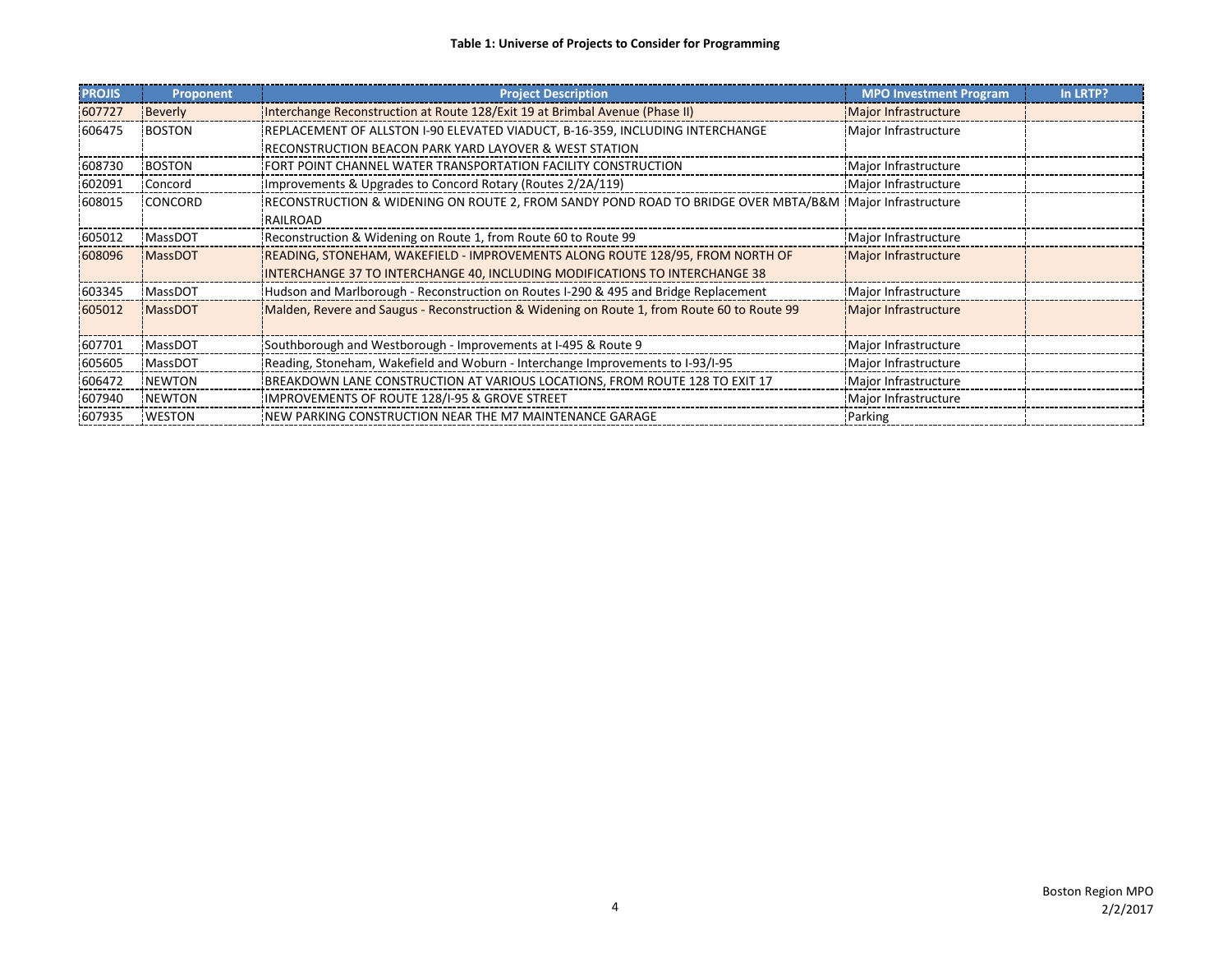**Table 1: Universe of Projects to Consider for Programming**

| PROJIS | Proponent | Project Description | MPO Investment Program | In LRTP? |
|---|---|---|---|---|
| 607727 | Beverly | Interchange Reconstruction at Route 128/Exit 19 at Brimbal Avenue (Phase II) | Major Infrastructure | |
| 606475 | BOSTON | REPLACEMENT OF ALLSTON I-90 ELEVATED VIADUCT, B-16-359, INCLUDING INTERCHANGE RECONSTRUCTION BEACON PARK YARD LAYOVER & WEST STATION | Major Infrastructure | |
| 608730 | BOSTON | FORT POINT CHANNEL WATER TRANSPORTATION FACILITY CONSTRUCTION | Major Infrastructure | |
| 602091 | Concord | Improvements & Upgrades to Concord Rotary (Routes 2/2A/119) | Major Infrastructure | |
| 608015 | CONCORD | RECONSTRUCTION & WIDENING ON ROUTE 2, FROM SANDY POND ROAD TO BRIDGE OVER MBTA/B&M RAILROAD | Major Infrastructure | |
| 605012 | MassDOT | Reconstruction & Widening on Route 1, from Route 60 to Route 99 | Major Infrastructure | |
| 608096 | MassDOT | READING, STONEHAM, WAKEFIELD - IMPROVEMENTS ALONG ROUTE 128/95, FROM NORTH OF INTERCHANGE 37 TO INTERCHANGE 40, INCLUDING MODIFICATIONS TO INTERCHANGE 38 | Major Infrastructure | |
| 603345 | MassDOT | Hudson and Marlborough - Reconstruction on Routes I-290 & 495 and Bridge Replacement | Major Infrastructure | |
| 605012 | MassDOT | Malden, Revere and Saugus - Reconstruction & Widening on Route 1, from Route 60 to Route 99 | Major Infrastructure | |
| 607701 | MassDOT | Southborough and Westborough - Improvements at I-495 & Route 9 | Major Infrastructure | |
| 605605 | MassDOT | Reading, Stoneham, Wakefield and Woburn - Interchange Improvements to I-93/I-95 | Major Infrastructure | |
| 606472 | NEWTON | BREAKDOWN LANE CONSTRUCTION AT VARIOUS LOCATIONS, FROM ROUTE 128 TO EXIT 17 | Major Infrastructure | |
| 607940 | NEWTON | IMPROVEMENTS OF ROUTE 128/I-95 & GROVE STREET | Major Infrastructure | |
| 607935 | WESTON | NEW PARKING CONSTRUCTION NEAR THE M7 MAINTENANCE GARAGE | Parking | |